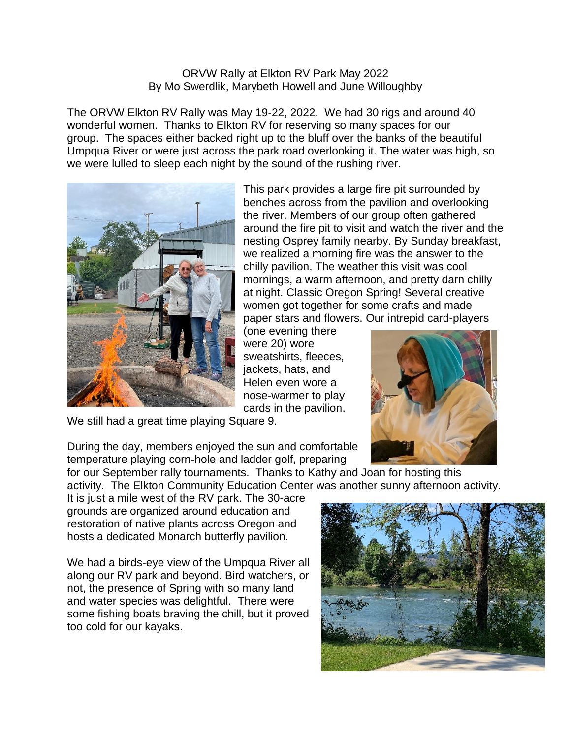ORVW Rally at Elkton RV Park May 2022
By Mo Swerdlik, Marybeth Howell and June Willoughby

The ORVW Elkton RV Rally was May 19-22, 2022. We had 30 rigs and around 40 wonderful women. Thanks to Elkton RV for reserving so many spaces for our group. The spaces either backed right up to the bluff over the banks of the beautiful Umpqua River or were just across the park road overlooking it. The water was high, so we were lulled to sleep each night by the sound of the rushing river.

This park provides a large fire pit surrounded by benches across from the pavilion and overlooking the river. Members of our group often gathered around the fire pit to visit and watch the river and the nesting Osprey family nearby. By Sunday breakfast, we realized a morning fire was the answer to the chilly pavilion. The weather this visit was cool mornings, a warm afternoon, and pretty darn chilly at night. Classic Oregon Spring! Several creative women got together for some crafts and made paper stars and flowers. Our intrepid card-players (one evening there were 20) wore sweatshirts, fleeces, jackets, hats, and Helen even wore a nose-warmer to play cards in the pavilion. We still had a great time playing Square 9.

During the day, members enjoyed the sun and comfortable temperature playing corn-hole and ladder golf, preparing for our September rally tournaments. Thanks to Kathy and Joan for hosting this activity. The Elkton Community Education Center was another sunny afternoon activity. It is just a mile west of the RV park. The 30-acre grounds are organized around education and restoration of native plants across Oregon and hosts a dedicated Monarch butterfly pavilion.

We had a birds-eye view of the Umpqua River all along our RV park and beyond. Bird watchers, or not, the presence of Spring with so many land and water species was delightful. There were some fishing boats braving the chill, but it proved too cold for our kayaks.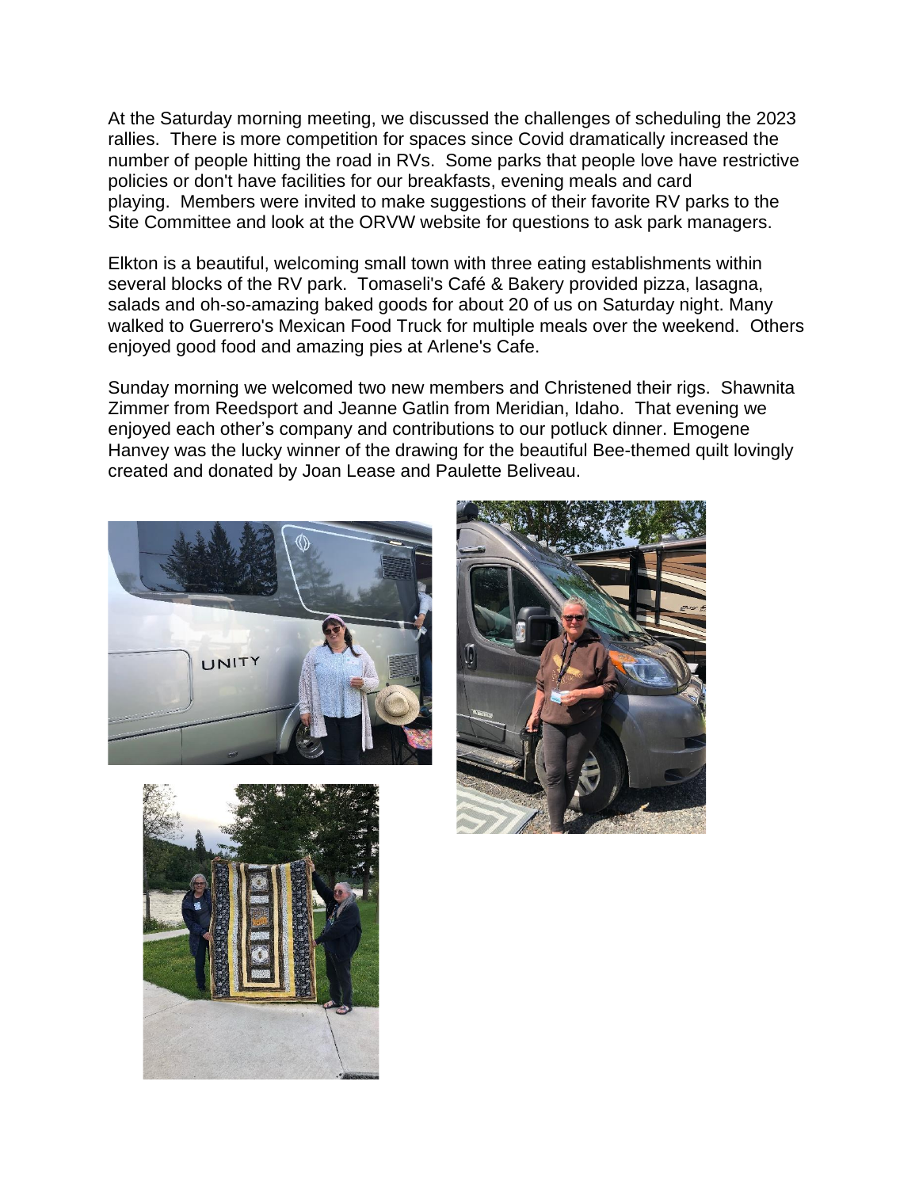At the Saturday morning meeting, we discussed the challenges of scheduling the 2023 rallies. There is more competition for spaces since Covid dramatically increased the number of people hitting the road in RVs. Some parks that people love have restrictive policies or don't have facilities for our breakfasts, evening meals and card playing. Members were invited to make suggestions of their favorite RV parks to the Site Committee and look at the ORVW website for questions to ask park managers.

Elkton is a beautiful, welcoming small town with three eating establishments within several blocks of the RV park. Tomaseli's Café & Bakery provided pizza, lasagna, salads and oh-so-amazing baked goods for about 20 of us on Saturday night. Many walked to Guerrero's Mexican Food Truck for multiple meals over the weekend. Others enjoyed good food and amazing pies at Arlene's Cafe.

Sunday morning we welcomed two new members and Christened their rigs. Shawnita Zimmer from Reedsport and Jeanne Gatlin from Meridian, Idaho. That evening we enjoyed each other's company and contributions to our potluck dinner. Emogene Hanvey was the lucky winner of the drawing for the beautiful Bee-themed quilt lovingly created and donated by Joan Lease and Paulette Beliveau.